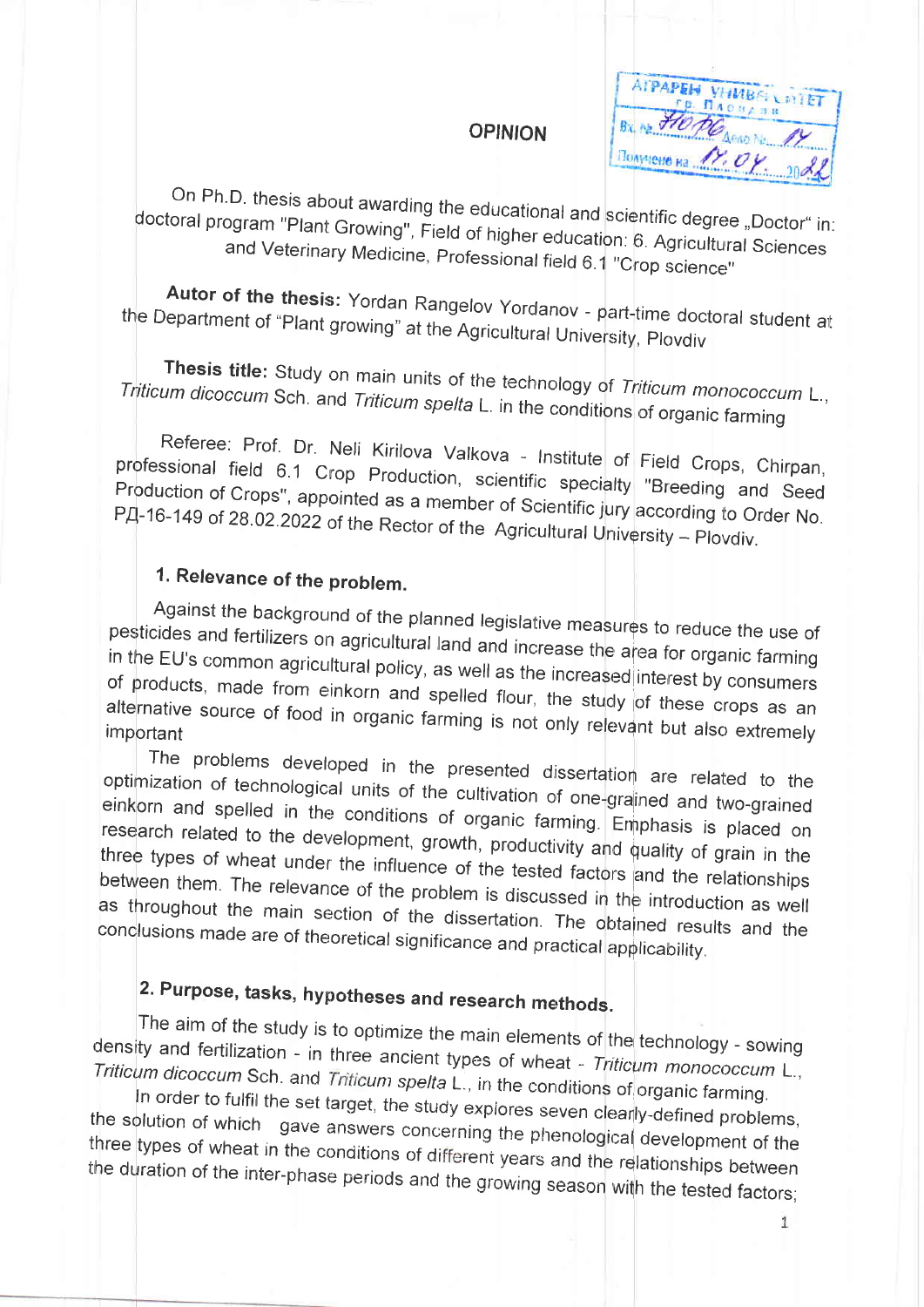# OPINION

On Ph.D. thesis about awarding the educational and scientific degree „Doctor" in: doctoral program "Plant Growing", Field of higher education: 6. Agricultural Sciences and Veterinary Medicine, Professional field 6.1 "Crop science"

**Autor of the thesis:** Yordan Rangelov Yordanov - part-time doctoral student at the Department of "Plant growing" at the Agricultural University, Plovdiv

**Thesis title:** Study on main units of the technology of *Triticum monococcum* L., *Triticum dicoccum* Sch. and *Triticum spelta* L. in the conditions of organic farming

Referee: Prof. Dr. Neli Kirilova Valkova - Institute of Field Crops, Chirpan, professional field 6.1 Crop Production, scientific specialty "Breeding and Seed Production of Crops", appointed as a member of Scientific jury according to Order No. РД-16-149 of 28.02.2022 of the Rector of the Agricultural University – Plovdiv.

## 1. Relevance of the problem.

Against the background of the planned legislative measures to reduce the use of pesticides and fertilizers on agricultural land and increase the area for organic farming in the EU's common agricultural policy, as well as the increased interest by consumers of products, made from einkorn and spelled flour, the study of these crops as an alternative source of food in organic farming is not only relevant but also extremely important

The problems developed in the presented dissertation are related to the optimization of technological units of the cultivation of one-grained and two-grained einkorn and spelled in the conditions of organic farming. Emphasis is placed on research related to the development, growth, productivity and quality of grain in the three types of wheat under the influence of the tested factors and the relationships between them. The relevance of the problem is discussed in the introduction as well as throughout the main section of the dissertation. The obtained results and the conclusions made are of theoretical significance and practical applicability.

## 2. Purpose, tasks, hypotheses and research methods.

The aim of the study is to optimize the main elements of the technology - sowing density and fertilization - in three ancient types of wheat - *Triticum monococcum* L., *Triticum dicoccum* Sch. and *Triticum spelta* L., in the conditions of organic farming.

In order to fulfil the set target, the study explores seven clearly-defined problems, the solution of which gave answers concerning the phenological development of the three types of wheat in the conditions of different years and the relationships between the duration of the inter-phase periods and the growing season with the tested factors;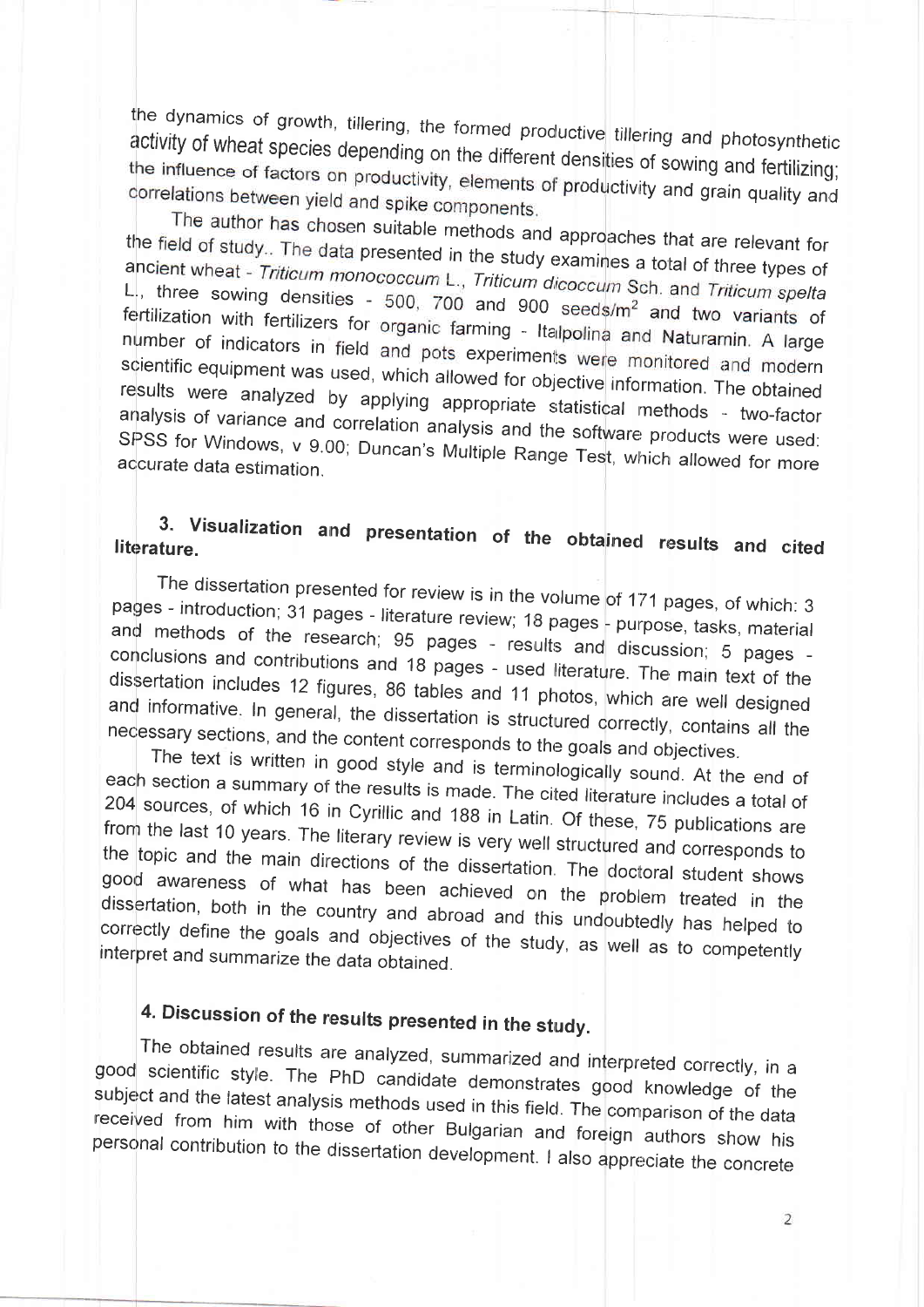the dynamics of growth, tillering, the formed productive tillering and photosynthetic activity of wheat species depending on the different densities of sowing and fertilizing; the influence of factors on productivity, elements of productivity and grain quality and correlations between yield and spike components.

The author has chosen suitable methods and approaches that are relevant for the field of study.. The data presented in the study examines a total of three types of ancient wheat - *Triticum monococcum* L., *Triticum dicoccum* Sch. and *Triticum spelta* L., three sowing densities - 500, 700 and 900 seeds/m$^2$ and two variants of fertilization with fertilizers for organic farming - Italpolina and Naturamin. A large number of indicators in field and pots experiments were monitored and modern scientific equipment was used, which allowed for objective information. The obtained results were analyzed by applying appropriate statistical methods - two-factor analysis of variance and correlation analysis and the software products were used: SPSS for Windows, v 9.00; Duncan's Multiple Range Test, which allowed for more accurate data estimation.

## 3. Visualization and presentation of the obtained results and cited literature.

The dissertation presented for review is in the volume of 171 pages, of which: 3 pages - introduction; 31 pages - literature review; 18 pages - purpose, tasks, material and methods of the research; 95 pages - results and discussion; 5 pages - conclusions and contributions and 18 pages - used literature. The main text of the dissertation includes 12 figures, 86 tables and 11 photos, which are well designed and informative. In general, the dissertation is structured correctly, contains all the necessary sections, and the content corresponds to the goals and objectives.

The text is written in good style and is terminologically sound. At the end of each section a summary of the results is made. The cited literature includes a total of 204 sources, of which 16 in Cyrillic and 188 in Latin. Of these, 75 publications are from the last 10 years. The literary review is very well structured and corresponds to the topic and the main directions of the dissertation. The doctoral student shows good awareness of what has been achieved on the problem treated in the dissertation, both in the country and abroad and this undoubtedly has helped to correctly define the goals and objectives of the study, as well as to competently interpret and summarize the data obtained.

## 4. Discussion of the results presented in the study.

The obtained results are analyzed, summarized and interpreted correctly, in a good scientific style. The PhD candidate demonstrates good knowledge of the subject and the latest analysis methods used in this field. The comparison of the data received from him with those of other Bulgarian and foreign authors show his personal contribution to the dissertation development. I also appreciate the concrete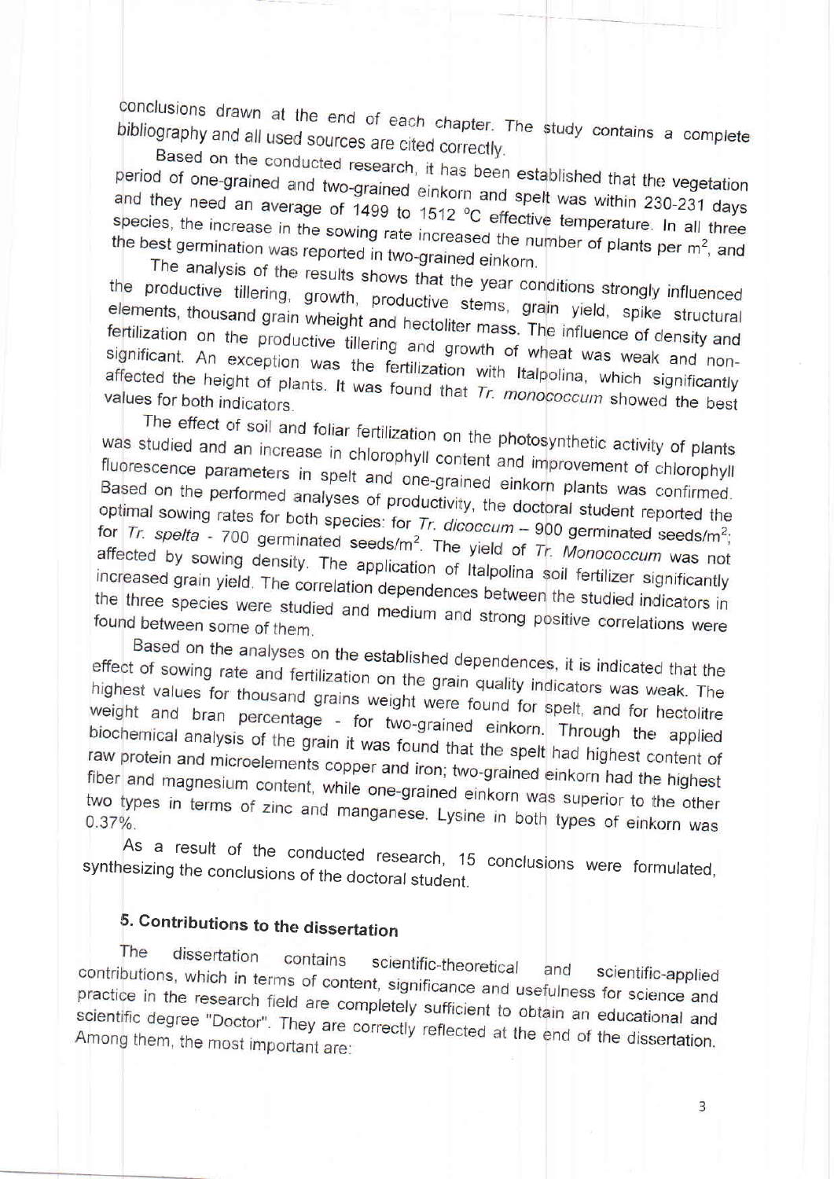conclusions drawn at the end of each chapter. The study contains a complete bibliography and all used sources are cited correctly.

Based on the conducted research, it has been established that the vegetation period of one-grained and two-grained einkorn and spelt was within 230-231 days and they need an average of 1499 to 1512 °C effective temperature. In all three species, the increase in the sowing rate increased the number of plants per m$^2$, and the best germination was reported in two-grained einkorn.

The analysis of the results shows that the year conditions strongly influenced the productive tillering, growth, productive stems, grain yield, spike structural elements, thousand grain wheight and hectoliter mass. The influence of density and fertilization on the productive tillering and growth of wheat was weak and non-significant. An exception was the fertilization with Italpolina, which significantly affected the height of plants. It was found that *Tr. monococcum* showed the best values for both indicators.

The effect of soil and foliar fertilization on the photosynthetic activity of plants was studied and an increase in chlorophyll content and improvement of chlorophyll fluorescence parameters in spelt and one-grained einkorn plants was confirmed. Based on the performed analyses of productivity, the doctoral student reported the optimal sowing rates for both species: for *Tr. dicoccum* – 900 germinated seeds/m$^2$; for *Tr. spelta* - 700 germinated seeds/m$^2$. The yield of *Tr. Monococcum* was not affected by sowing density. The application of Italpolina soil fertilizer significantly increased grain yield. The correlation dependences between the studied indicators in the three species were studied and medium and strong positive correlations were found between some of them.

Based on the analyses on the established dependences, it is indicated that the effect of sowing rate and fertilization on the grain quality indicators was weak. The highest values for thousand grains weight were found for spelt, and for hectolitre weight and bran percentage - for two-grained einkorn. Through the applied biochemical analysis of the grain it was found that the spelt had highest content of raw protein and microelements copper and iron; two-grained einkorn had the highest fiber and magnesium content, while one-grained einkorn was superior to the other two types in terms of zinc and manganese. Lysine in both types of einkorn was 0.37%.

As a result of the conducted research, 15 conclusions were formulated, synthesizing the conclusions of the doctoral student.

## 5. Contributions to the dissertation

The dissertation contains scientific-theoretical and scientific-applied contributions, which in terms of content, significance and usefulness for science and practice in the research field are completely sufficient to obtain an educational and scientific degree "Doctor". They are correctly reflected at the end of the dissertation. Among them, the most important are: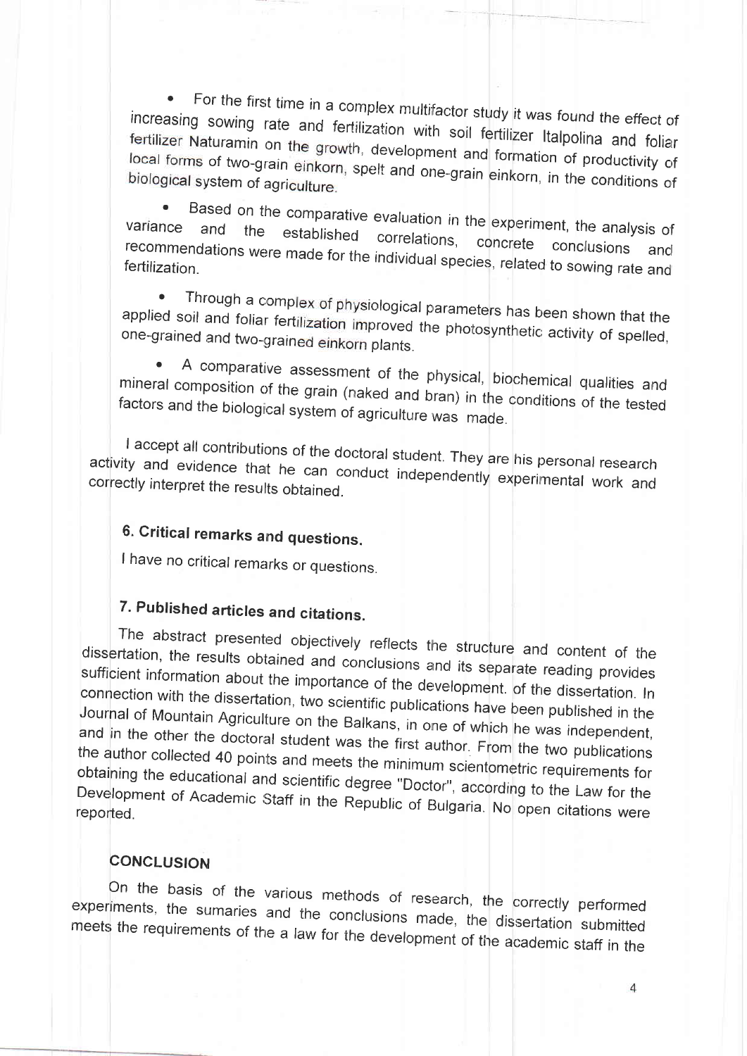- For the first time in a complex multifactor study it was found the effect of increasing sowing rate and fertilization with soil fertilizer Italpolina and foliar fertilizer Naturamin on the growth, development and formation of productivity of local forms of two-grain einkorn, spelt and one-grain einkorn, in the conditions of biological system of agriculture.

- Based on the comparative evaluation in the experiment, the analysis of variance and the established correlations, concrete conclusions and recommendations were made for the individual species, related to sowing rate and fertilization.

- Through a complex of physiological parameters has been shown that the applied soil and foliar fertilization improved the photosynthetic activity of spelled, one-grained and two-grained einkorn plants.

- A comparative assessment of the physical, biochemical qualities and mineral composition of the grain (naked and bran) in the conditions of the tested factors and the biological system of agriculture was made.

I accept all contributions of the doctoral student. They are his personal research activity and evidence that he can conduct independently experimental work and correctly interpret the results obtained.

## 6. Critical remarks and questions.

I have no critical remarks or questions.

## 7. Published articles and citations.

The abstract presented objectively reflects the structure and content of the dissertation, the results obtained and conclusions and its separate reading provides sufficient information about the importance of the development. of the dissertation. In connection with the dissertation, two scientific publications have been published in the Journal of Mountain Agriculture on the Balkans, in one of which he was independent, and in the other the doctoral student was the first author. From the two publications the author collected 40 points and meets the minimum scientometric requirements for obtaining the educational and scientific degree "Doctor", according to the Law for the Development of Academic Staff in the Republic of Bulgaria. No open citations were reported.

## CONCLUSION

On the basis of the various methods of research, the correctly performed experiments, the sumaries and the conclusions made, the dissertation submitted meets the requirements of the a law for the development of the academic staff in the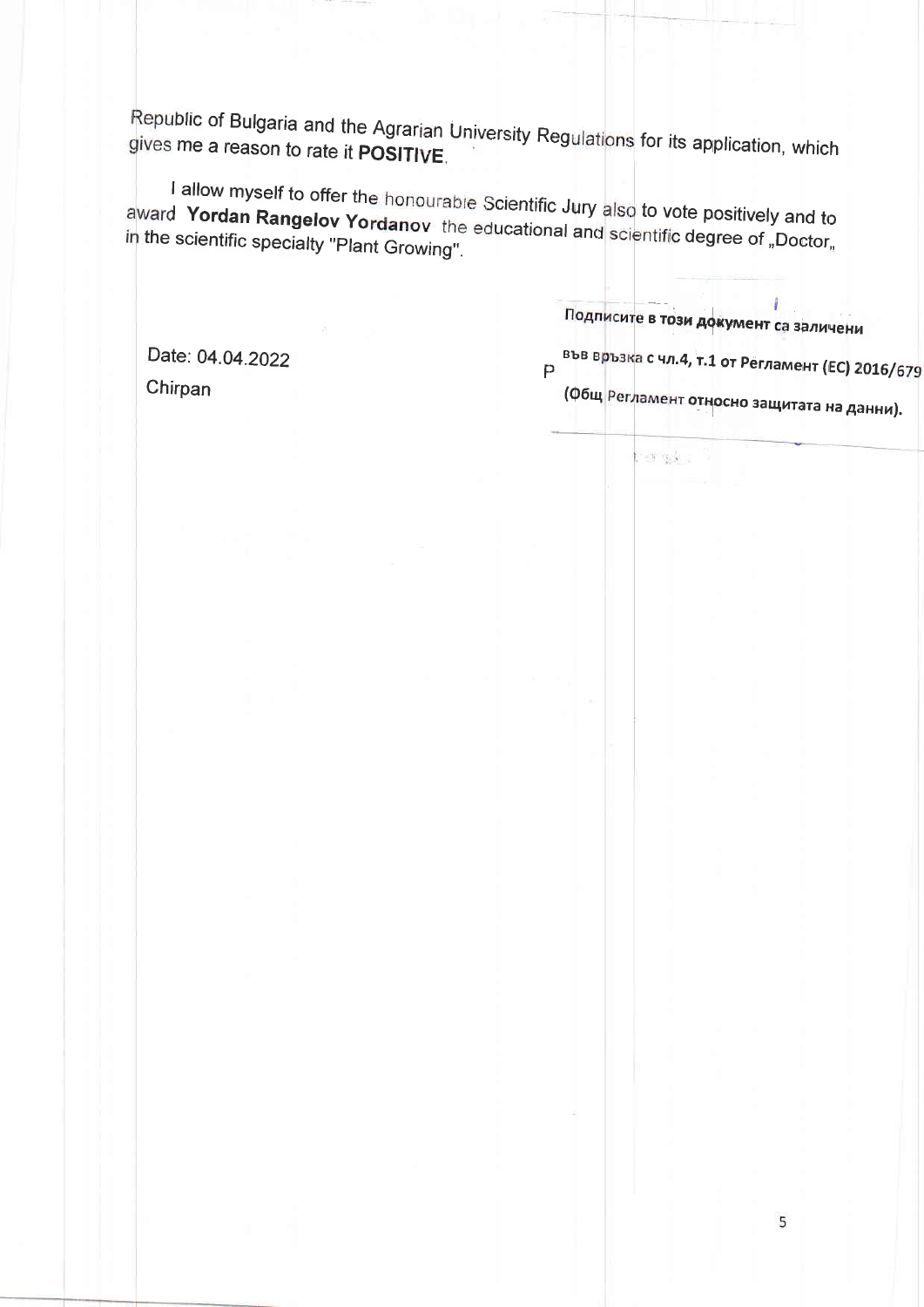Republic of Bulgaria and the Agrarian University Regulations for its application, which gives me a reason to rate it **POSITIVE**.

I allow myself to offer the honourable Scientific Jury also to vote positively and to award **Yordan Rangelov Yordanov** the educational and scientific degree of „Doctor„ in the scientific specialty "Plant Growing".

Подписите в този документ са заличени във връзка с чл.4, т.1 от Регламент (ЕС) 2016/679 (Общ Регламент относно защитата на данни).

Date: 04.04.2022

Chirpan